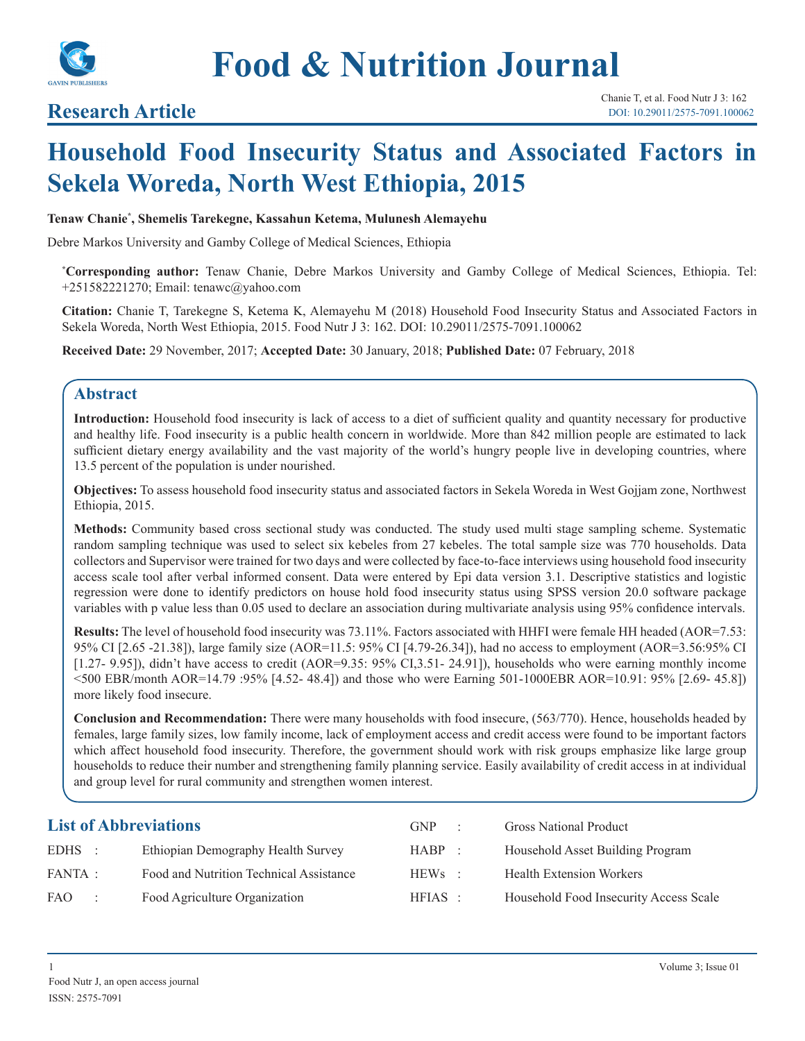# Food & Nutrition Journal

## Research Article

Chanie T, et al. Food Nutr J 3: 162
DOI: 10.29011/2575-7091.100062

# Household Food Insecurity Status and Associated Factors in Sekela Woreda, North West Ethiopia, 2015

**Tenaw Chanie*, Shemelis Tarekegne, Kassahun Ketema, Mulunesh Alemayehu**

Debre Markos University and Gamby College of Medical Sciences, Ethiopia

***Corresponding author:** Tenaw Chanie, Debre Markos University and Gamby College of Medical Sciences, Ethiopia. Tel: +251582221270; Email: tenawc@yahoo.com

**Citation:** Chanie T, Tarekegne S, Ketema K, Alemayehu M (2018) Household Food Insecurity Status and Associated Factors in Sekela Woreda, North West Ethiopia, 2015. Food Nutr J 3: 162. DOI: 10.29011/2575-7091.100062

**Received Date:** 29 November, 2017; **Accepted Date:** 30 January, 2018; **Published Date:** 07 February, 2018

## Abstract

**Introduction:** Household food insecurity is lack of access to a diet of sufficient quality and quantity necessary for productive and healthy life. Food insecurity is a public health concern in worldwide. More than 842 million people are estimated to lack sufficient dietary energy availability and the vast majority of the world's hungry people live in developing countries, where 13.5 percent of the population is under nourished.

**Objectives:** To assess household food insecurity status and associated factors in Sekela Woreda in West Gojjam zone, Northwest Ethiopia, 2015.

**Methods:** Community based cross sectional study was conducted. The study used multi stage sampling scheme. Systematic random sampling technique was used to select six kebeles from 27 kebeles. The total sample size was 770 households. Data collectors and Supervisor were trained for two days and were collected by face-to-face interviews using household food insecurity access scale tool after verbal informed consent. Data were entered by Epi data version 3.1. Descriptive statistics and logistic regression were done to identify predictors on house hold food insecurity status using SPSS version 20.0 software package variables with p value less than 0.05 used to declare an association during multivariate analysis using 95% confidence intervals.

**Results:** The level of household food insecurity was 73.11%. Factors associated with HHFI were female HH headed (AOR=7.53: 95% CI [2.65 -21.38]), large family size (AOR=11.5: 95% CI [4.79-26.34]), had no access to employment (AOR=3.56:95% CI [1.27- 9.95]), didn't have access to credit (AOR=9.35: 95% CI,3.51- 24.91]), households who were earning monthly income <500 EBR/month AOR=14.79 :95% [4.52- 48.4]) and those who were Earning 501-1000EBR AOR=10.91: 95% [2.69- 45.8]) more likely food insecure.

**Conclusion and Recommendation:** There were many households with food insecure, (563/770). Hence, households headed by females, large family sizes, low family income, lack of employment access and credit access were found to be important factors which affect household food insecurity. Therefore, the government should work with risk groups emphasize like large group households to reduce their number and strengthening family planning service. Easily availability of credit access in at individual and group level for rural community and strengthen women interest.

## List of Abbreviations

| | | |
|---|---|---|
| EDHS | : | Ethiopian Demography Health Survey |
| FANTA | : | Food and Nutrition Technical Assistance |
| FAO | : | Food Agriculture Organization |
| GNP | : | Gross National Product |
| HABP | : | Household Asset Building Program |
| HEWs | : | Health Extension Workers |
| HFIAS | : | Household Food Insecurity Access Scale |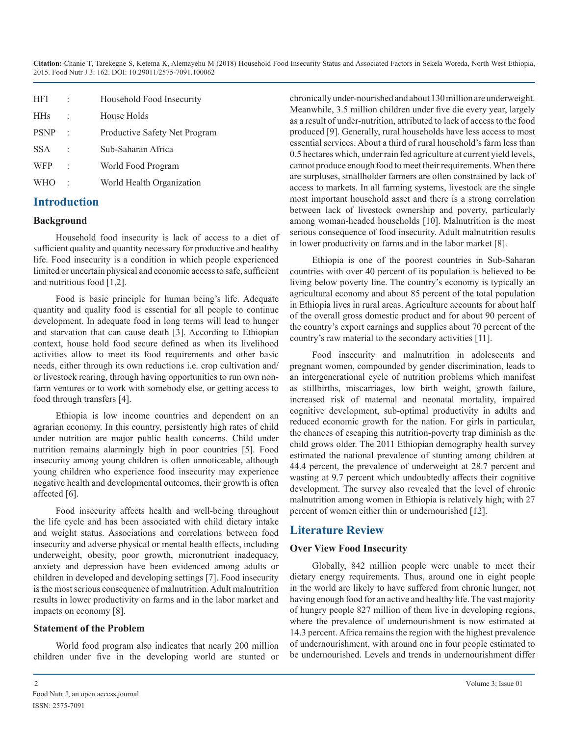| | | |
|---|---|---|
| HFI | : | Household Food Insecurity |
| HHs | : | House Holds |
| PSNP | : | Productive Safety Net Program |
| SSA | : | Sub-Saharan Africa |
| WFP | : | World Food Program |
| WHO | : | World Health Organization |

## Introduction

### Background

Household food insecurity is lack of access to a diet of sufficient quality and quantity necessary for productive and healthy life. Food insecurity is a condition in which people experienced limited or uncertain physical and economic access to safe, sufficient and nutritious food [1,2].

Food is basic principle for human being's life. Adequate quantity and quality food is essential for all people to continue development. In adequate food in long terms will lead to hunger and starvation that can cause death [3]. According to Ethiopian context, house hold food secure defined as when its livelihood activities allow to meet its food requirements and other basic needs, either through its own reductions i.e. crop cultivation and/or livestock rearing, through having opportunities to run own non-farm ventures or to work with somebody else, or getting access to food through transfers [4].

Ethiopia is low income countries and dependent on an agrarian economy. In this country, persistently high rates of child under nutrition are major public health concerns. Child under nutrition remains alarmingly high in poor countries [5]. Food insecurity among young children is often unnoticeable, although young children who experience food insecurity may experience negative health and developmental outcomes, their growth is often affected [6].

Food insecurity affects health and well-being throughout the life cycle and has been associated with child dietary intake and weight status. Associations and correlations between food insecurity and adverse physical or mental health effects, including underweight, obesity, poor growth, micronutrient inadequacy, anxiety and depression have been evidenced among adults or children in developed and developing settings [7]. Food insecurity is the most serious consequence of malnutrition. Adult malnutrition results in lower productivity on farms and in the labor market and impacts on economy [8].

### Statement of the Problem

World food program also indicates that nearly 200 million children under five in the developing world are stunted or chronically under-nourished and about 130 million are underweight. Meanwhile, 3.5 million children under five die every year, largely as a result of under-nutrition, attributed to lack of access to the food produced [9]. Generally, rural households have less access to most essential services. About a third of rural household's farm less than 0.5 hectares which, under rain fed agriculture at current yield levels, cannot produce enough food to meet their requirements. When there are surpluses, smallholder farmers are often constrained by lack of access to markets. In all farming systems, livestock are the single most important household asset and there is a strong correlation between lack of livestock ownership and poverty, particularly among woman-headed households [10]. Malnutrition is the most serious consequence of food insecurity. Adult malnutrition results in lower productivity on farms and in the labor market [8].

Ethiopia is one of the poorest countries in Sub-Saharan countries with over 40 percent of its population is believed to be living below poverty line. The country's economy is typically an agricultural economy and about 85 percent of the total population in Ethiopia lives in rural areas. Agriculture accounts for about half of the overall gross domestic product and for about 90 percent of the country's export earnings and supplies about 70 percent of the country's raw material to the secondary activities [11].

Food insecurity and malnutrition in adolescents and pregnant women, compounded by gender discrimination, leads to an intergenerational cycle of nutrition problems which manifest as stillbirths, miscarriages, low birth weight, growth failure, increased risk of maternal and neonatal mortality, impaired cognitive development, sub-optimal productivity in adults and reduced economic growth for the nation. For girls in particular, the chances of escaping this nutrition-poverty trap diminish as the child grows older. The 2011 Ethiopian demography health survey estimated the national prevalence of stunting among children at 44.4 percent, the prevalence of underweight at 28.7 percent and wasting at 9.7 percent which undoubtedly affects their cognitive development. The survey also revealed that the level of chronic malnutrition among women in Ethiopia is relatively high; with 27 percent of women either thin or undernourished [12].

## Literature Review

### Over View Food Insecurity

Globally, 842 million people were unable to meet their dietary energy requirements. Thus, around one in eight people in the world are likely to have suffered from chronic hunger, not having enough food for an active and healthy life. The vast majority of hungry people 827 million of them live in developing regions, where the prevalence of undernourishment is now estimated at 14.3 percent. Africa remains the region with the highest prevalence of undernourishment, with around one in four people estimated to be undernourished. Levels and trends in undernourishment differ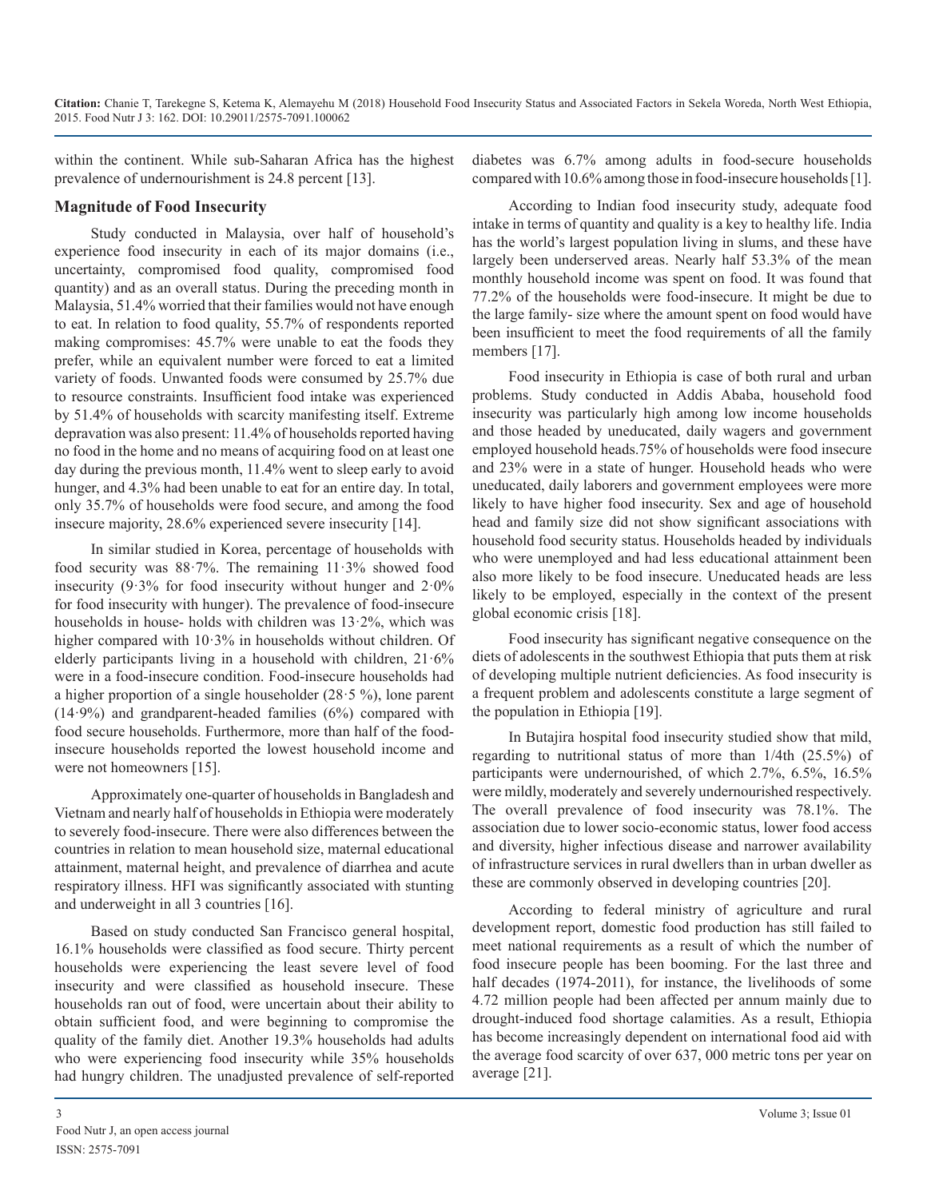within the continent. While sub-Saharan Africa has the highest prevalence of undernourishment is 24.8 percent [13].

## Magnitude of Food Insecurity

Study conducted in Malaysia, over half of household's experience food insecurity in each of its major domains (i.e., uncertainty, compromised food quality, compromised food quantity) and as an overall status. During the preceding month in Malaysia, 51.4% worried that their families would not have enough to eat. In relation to food quality, 55.7% of respondents reported making compromises: 45.7% were unable to eat the foods they prefer, while an equivalent number were forced to eat a limited variety of foods. Unwanted foods were consumed by 25.7% due to resource constraints. Insufficient food intake was experienced by 51.4% of households with scarcity manifesting itself. Extreme depravation was also present: 11.4% of households reported having no food in the home and no means of acquiring food on at least one day during the previous month, 11.4% went to sleep early to avoid hunger, and 4.3% had been unable to eat for an entire day. In total, only 35.7% of households were food secure, and among the food insecure majority, 28.6% experienced severe insecurity [14].

In similar studied in Korea, percentage of households with food security was 88·7%. The remaining 11·3% showed food insecurity (9·3% for food insecurity without hunger and 2·0% for food insecurity with hunger). The prevalence of food-insecure households in house- holds with children was 13·2%, which was higher compared with 10·3% in households without children. Of elderly participants living in a household with children, 21·6% were in a food-insecure condition. Food-insecure households had a higher proportion of a single householder (28·5 %), lone parent (14·9%) and grandparent-headed families (6%) compared with food secure households. Furthermore, more than half of the food-insecure households reported the lowest household income and were not homeowners [15].

Approximately one-quarter of households in Bangladesh and Vietnam and nearly half of households in Ethiopia were moderately to severely food-insecure. There were also differences between the countries in relation to mean household size, maternal educational attainment, maternal height, and prevalence of diarrhea and acute respiratory illness. HFI was significantly associated with stunting and underweight in all 3 countries [16].

Based on study conducted San Francisco general hospital, 16.1% households were classified as food secure. Thirty percent households were experiencing the least severe level of food insecurity and were classified as household insecure. These households ran out of food, were uncertain about their ability to obtain sufficient food, and were beginning to compromise the quality of the family diet. Another 19.3% households had adults who were experiencing food insecurity while 35% households had hungry children. The unadjusted prevalence of self-reported diabetes was 6.7% among adults in food-secure households compared with 10.6% among those in food-insecure households [1].

According to Indian food insecurity study, adequate food intake in terms of quantity and quality is a key to healthy life. India has the world's largest population living in slums, and these have largely been underserved areas. Nearly half 53.3% of the mean monthly household income was spent on food. It was found that 77.2% of the households were food-insecure. It might be due to the large family- size where the amount spent on food would have been insufficient to meet the food requirements of all the family members [17].

Food insecurity in Ethiopia is case of both rural and urban problems. Study conducted in Addis Ababa, household food insecurity was particularly high among low income households and those headed by uneducated, daily wagers and government employed household heads.75% of households were food insecure and 23% were in a state of hunger. Household heads who were uneducated, daily laborers and government employees were more likely to have higher food insecurity. Sex and age of household head and family size did not show significant associations with household food security status. Households headed by individuals who were unemployed and had less educational attainment been also more likely to be food insecure. Uneducated heads are less likely to be employed, especially in the context of the present global economic crisis [18].

Food insecurity has significant negative consequence on the diets of adolescents in the southwest Ethiopia that puts them at risk of developing multiple nutrient deficiencies. As food insecurity is a frequent problem and adolescents constitute a large segment of the population in Ethiopia [19].

In Butajira hospital food insecurity studied show that mild, regarding to nutritional status of more than 1/4th (25.5%) of participants were undernourished, of which 2.7%, 6.5%, 16.5% were mildly, moderately and severely undernourished respectively. The overall prevalence of food insecurity was 78.1%. The association due to lower socio-economic status, lower food access and diversity, higher infectious disease and narrower availability of infrastructure services in rural dwellers than in urban dweller as these are commonly observed in developing countries [20].

According to federal ministry of agriculture and rural development report, domestic food production has still failed to meet national requirements as a result of which the number of food insecure people has been booming. For the last three and half decades (1974-2011), for instance, the livelihoods of some 4.72 million people had been affected per annum mainly due to drought-induced food shortage calamities. As a result, Ethiopia has become increasingly dependent on international food aid with the average food scarcity of over 637, 000 metric tons per year on average [21].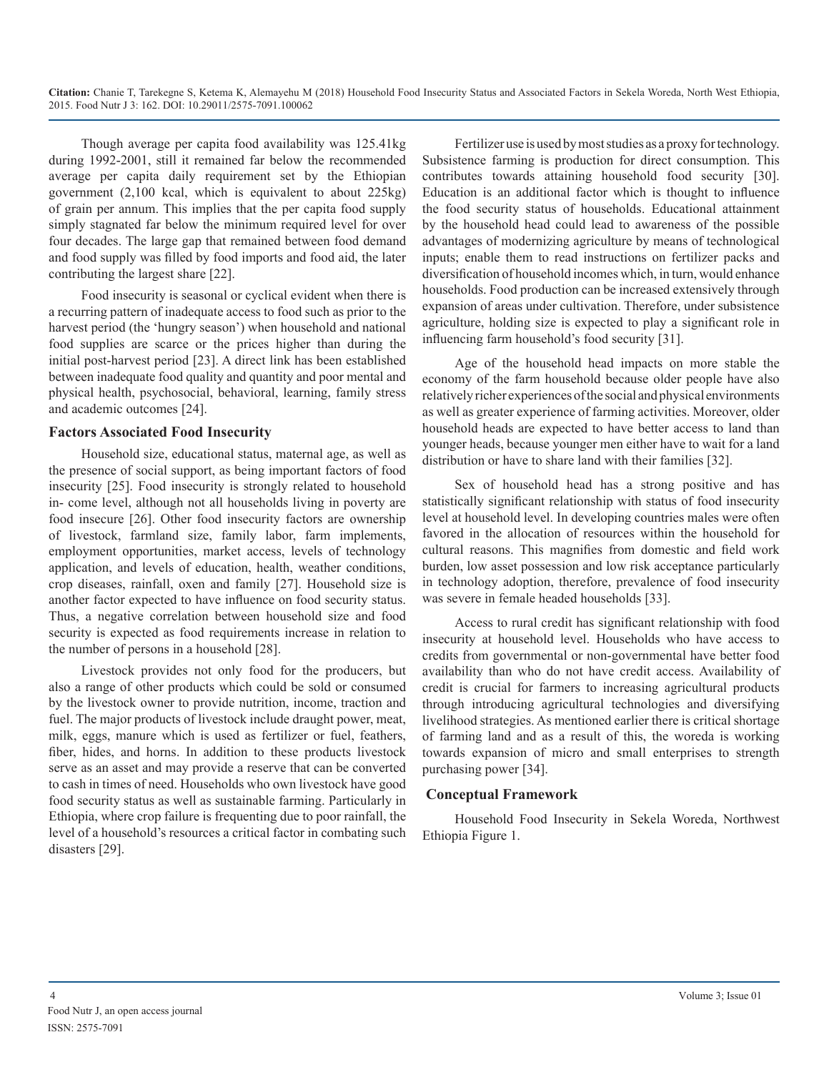Though average per capita food availability was 125.41kg during 1992-2001, still it remained far below the recommended average per capita daily requirement set by the Ethiopian government (2,100 kcal, which is equivalent to about 225kg) of grain per annum. This implies that the per capita food supply simply stagnated far below the minimum required level for over four decades. The large gap that remained between food demand and food supply was filled by food imports and food aid, the later contributing the largest share [22].

Food insecurity is seasonal or cyclical evident when there is a recurring pattern of inadequate access to food such as prior to the harvest period (the 'hungry season') when household and national food supplies are scarce or the prices higher than during the initial post-harvest period [23]. A direct link has been established between inadequate food quality and quantity and poor mental and physical health, psychosocial, behavioral, learning, family stress and academic outcomes [24].

## Factors Associated Food Insecurity

Household size, educational status, maternal age, as well as the presence of social support, as being important factors of food insecurity [25]. Food insecurity is strongly related to household in- come level, although not all households living in poverty are food insecure [26]. Other food insecurity factors are ownership of livestock, farmland size, family labor, farm implements, employment opportunities, market access, levels of technology application, and levels of education, health, weather conditions, crop diseases, rainfall, oxen and family [27]. Household size is another factor expected to have influence on food security status. Thus, a negative correlation between household size and food security is expected as food requirements increase in relation to the number of persons in a household [28].

Livestock provides not only food for the producers, but also a range of other products which could be sold or consumed by the livestock owner to provide nutrition, income, traction and fuel. The major products of livestock include draught power, meat, milk, eggs, manure which is used as fertilizer or fuel, feathers, fiber, hides, and horns. In addition to these products livestock serve as an asset and may provide a reserve that can be converted to cash in times of need. Households who own livestock have good food security status as well as sustainable farming. Particularly in Ethiopia, where crop failure is frequenting due to poor rainfall, the level of a household's resources a critical factor in combating such disasters [29].

Fertilizer use is used by most studies as a proxy for technology. Subsistence farming is production for direct consumption. This contributes towards attaining household food security [30]. Education is an additional factor which is thought to influence the food security status of households. Educational attainment by the household head could lead to awareness of the possible advantages of modernizing agriculture by means of technological inputs; enable them to read instructions on fertilizer packs and diversification of household incomes which, in turn, would enhance households. Food production can be increased extensively through expansion of areas under cultivation. Therefore, under subsistence agriculture, holding size is expected to play a significant role in influencing farm household's food security [31].

Age of the household head impacts on more stable the economy of the farm household because older people have also relatively richer experiences of the social and physical environments as well as greater experience of farming activities. Moreover, older household heads are expected to have better access to land than younger heads, because younger men either have to wait for a land distribution or have to share land with their families [32].

Sex of household head has a strong positive and has statistically significant relationship with status of food insecurity level at household level. In developing countries males were often favored in the allocation of resources within the household for cultural reasons. This magnifies from domestic and field work burden, low asset possession and low risk acceptance particularly in technology adoption, therefore, prevalence of food insecurity was severe in female headed households [33].

Access to rural credit has significant relationship with food insecurity at household level. Households who have access to credits from governmental or non-governmental have better food availability than who do not have credit access. Availability of credit is crucial for farmers to increasing agricultural products through introducing agricultural technologies and diversifying livelihood strategies. As mentioned earlier there is critical shortage of farming land and as a result of this, the woreda is working towards expansion of micro and small enterprises to strength purchasing power [34].

## Conceptual Framework

Household Food Insecurity in Sekela Woreda, Northwest Ethiopia Figure 1.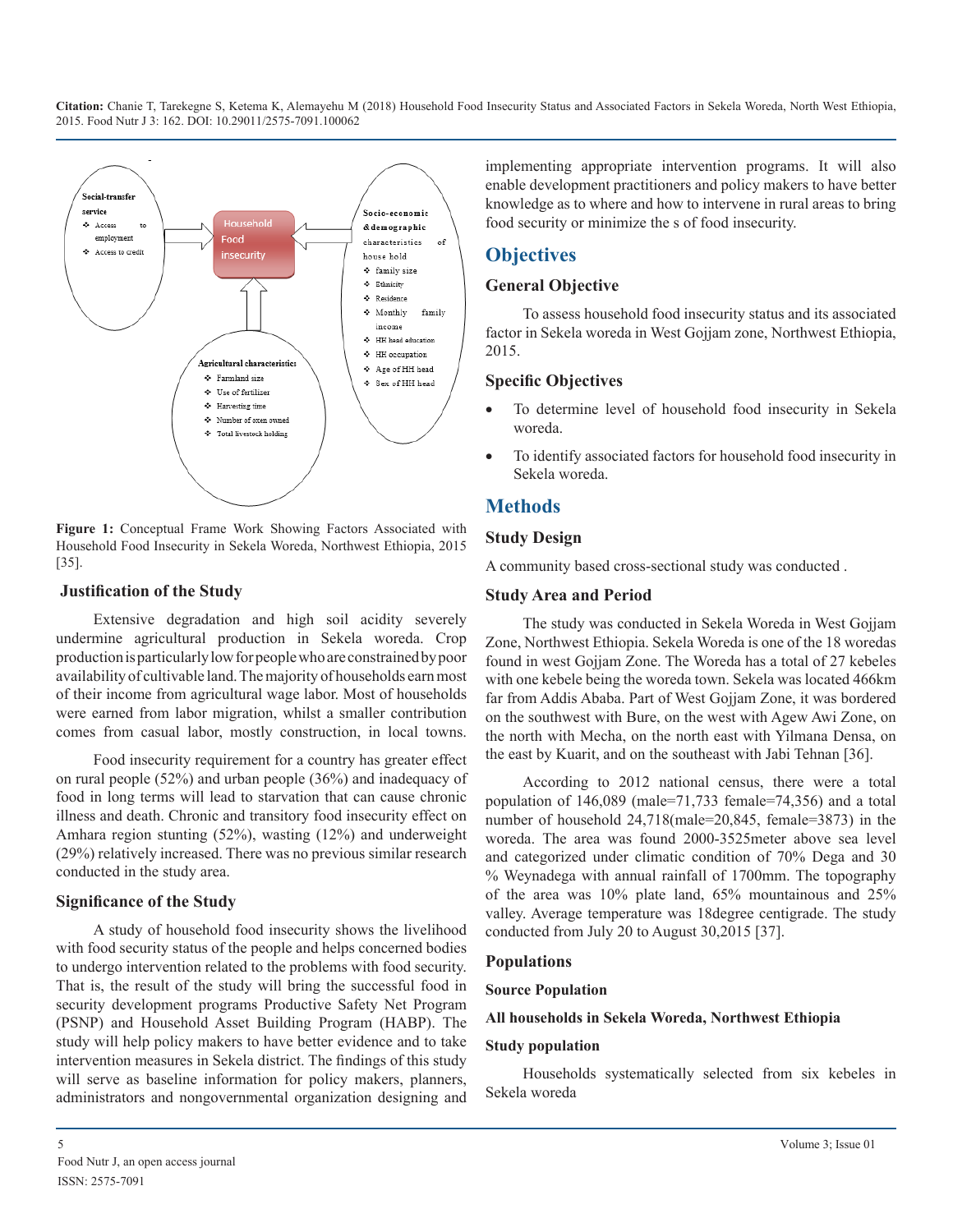Social-transfer service

- Access to employment
- Access to credit

Household Food insecurity

Socio-economic & demographic characteristics of house hold

- family size
- Ethnicity
- Residence
- Monthly family income
- HH head education
- HH occupation
- Age of HH head
- Sex of HH head

Agricultural characteristics

- Farmland size
- Use of fertilizer
- Harvesting time
- Number of oxen owned
- Total livestock holding

**Figure 1:** Conceptual Frame Work Showing Factors Associated with Household Food Insecurity in Sekela Woreda, Northwest Ethiopia, 2015 [35].

### Justification of the Study

Extensive degradation and high soil acidity severely undermine agricultural production in Sekela woreda. Crop production is particularly low for people who are constrained by poor availability of cultivable land. The majority of households earn most of their income from agricultural wage labor. Most of households were earned from labor migration, whilst a smaller contribution comes from casual labor, mostly construction, in local towns.

Food insecurity requirement for a country has greater effect on rural people (52%) and urban people (36%) and inadequacy of food in long terms will lead to starvation that can cause chronic illness and death. Chronic and transitory food insecurity effect on Amhara region stunting (52%), wasting (12%) and underweight (29%) relatively increased. There was no previous similar research conducted in the study area.

### Significance of the Study

A study of household food insecurity shows the livelihood with food security status of the people and helps concerned bodies to undergo intervention related to the problems with food security. That is, the result of the study will bring the successful food in security development programs Productive Safety Net Program (PSNP) and Household Asset Building Program (HABP). The study will help policy makers to have better evidence and to take intervention measures in Sekela district. The findings of this study will serve as baseline information for policy makers, planners, administrators and nongovernmental organization designing and implementing appropriate intervention programs. It will also enable development practitioners and policy makers to have better knowledge as to where and how to intervene in rural areas to bring food security or minimize the s of food insecurity.

## Objectives

### General Objective

To assess household food insecurity status and its associated factor in Sekela woreda in West Gojjam zone, Northwest Ethiopia, 2015.

### Specific Objectives

- To determine level of household food insecurity in Sekela woreda.
- To identify associated factors for household food insecurity in Sekela woreda.

## Methods

### Study Design

A community based cross-sectional study was conducted .

### Study Area and Period

The study was conducted in Sekela Woreda in West Gojjam Zone, Northwest Ethiopia. Sekela Woreda is one of the 18 woredas found in west Gojjam Zone. The Woreda has a total of 27 kebeles with one kebele being the woreda town. Sekela was located 466km far from Addis Ababa. Part of West Gojjam Zone, it was bordered on the southwest with Bure, on the west with Agew Awi Zone, on the north with Mecha, on the north east with Yilmana Densa, on the east by Kuarit, and on the southeast with Jabi Tehnan [36].

According to 2012 national census, there were a total population of 146,089 (male=71,733 female=74,356) and a total number of household 24,718(male=20,845, female=3873) in the woreda. The area was found 2000-3525meter above sea level and categorized under climatic condition of 70% Dega and 30 % Weynadega with annual rainfall of 1700mm. The topography of the area was 10% plate land, 65% mountainous and 25% valley. Average temperature was 18degree centigrade. The study conducted from July 20 to August 30,2015 [37].

### Populations

#### Source Population

**All households in Sekela Woreda, Northwest Ethiopia**

#### Study population

Households systematically selected from six kebeles in Sekela woreda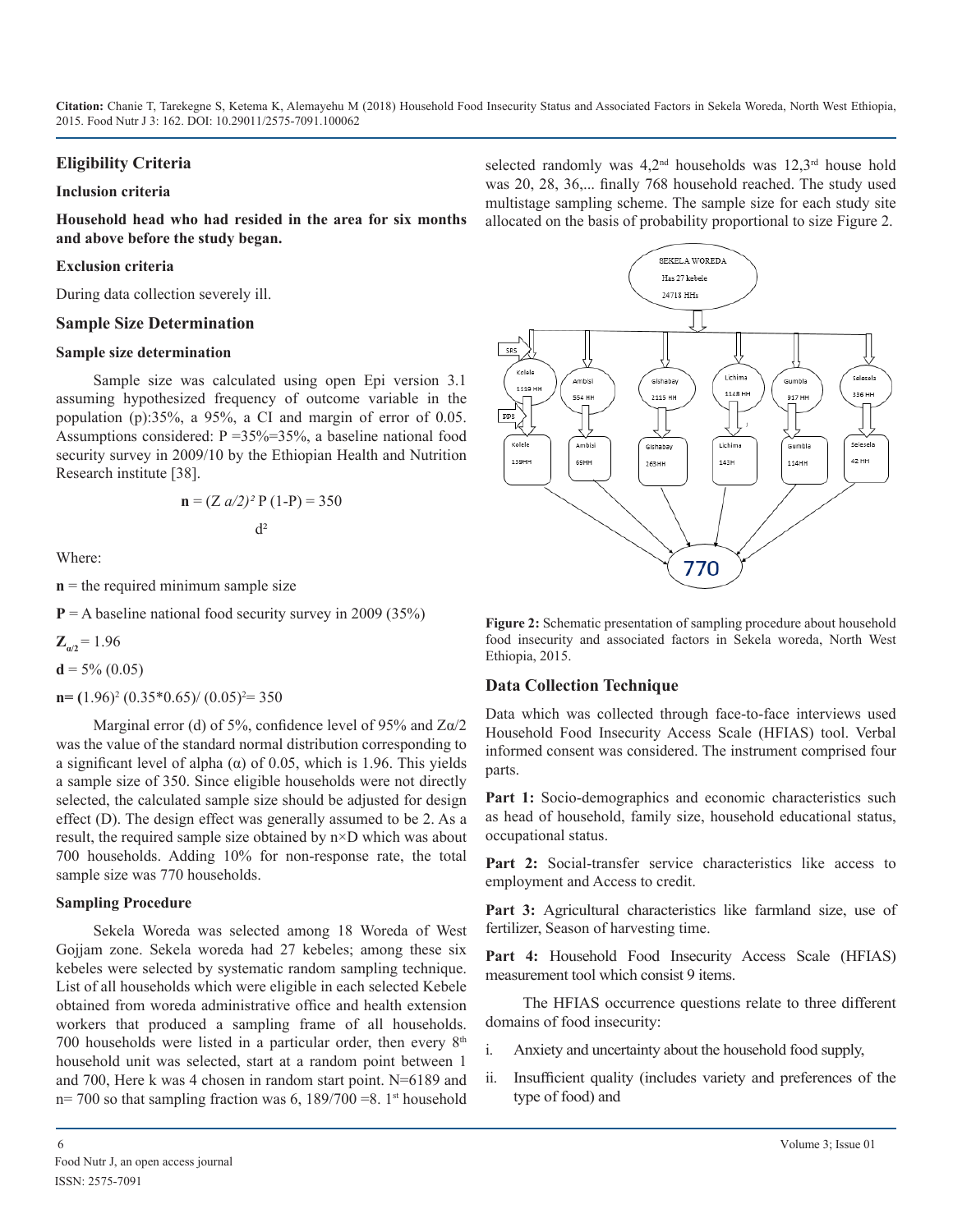Citation: Chanie T, Tarekegne S, Ketema K, Alemayehu M (2018) Household Food Insecurity Status and Associated Factors in Sekela Woreda, North West Ethiopia, 2015. Food Nutr J 3: 162. DOI: 10.29011/2575-7091.100062

## Eligibility Criteria

### Inclusion criteria

**Household head who had resided in the area for six months and above before the study began.**

### Exclusion criteria

During data collection severely ill.

## Sample Size Determination

### Sample size determination

Sample size was calculated using open Epi version 3.1 assuming hypothesized frequency of outcome variable in the population (p):35%, a 95%, a CI and margin of error of 0.05. Assumptions considered: P =35%=35%, a baseline national food security survey in 2009/10 by the Ethiopian Health and Nutrition Research institute [38].

$$\mathbf{n} = \frac{(Z\ a/2)^2\ P\ (1-P)}{d^2} = 350$$

Where:

**n** = the required minimum sample size

**P** = A baseline national food security survey in 2009 (35%)

$\mathbf{Z_{\alpha/2}}$ = 1.96

**d** = 5% (0.05)

**n=** $(1.96)^2\ (0.35*0.65)/\ (0.05)^2$= 350

Marginal error (d) of 5%, confidence level of 95% and $Z\alpha/2$ was the value of the standard normal distribution corresponding to a significant level of alpha (α) of 0.05, which is 1.96. This yields a sample size of 350. Since eligible households were not directly selected, the calculated sample size should be adjusted for design effect (D). The design effect was generally assumed to be 2. As a result, the required sample size obtained by n×D which was about 700 households. Adding 10% for non-response rate, the total sample size was 770 households.

### Sampling Procedure

Sekela Woreda was selected among 18 Woreda of West Gojjam zone. Sekela woreda had 27 kebeles; among these six kebeles were selected by systematic random sampling technique. List of all households which were eligible in each selected Kebele obtained from woreda administrative office and health extension workers that produced a sampling frame of all households. 700 households were listed in a particular order, then every 8th household unit was selected, start at a random point between 1 and 700, Here k was 4 chosen in random start point. N=6189 and n= 700 so that sampling fraction was 6, 189/700 =8. 1st household selected randomly was 4,2nd households was 12,3rd house hold was 20, 28, 36,... finally 768 household reached. The study used multistage sampling scheme. The sample size for each study site allocated on the basis of probability proportional to size Figure 2.

SEKELA WOREDA
Has 27 kebele
24718 HHs

SRS

PPS

Kolele 1119 HH
Ambisi 554 HH
Gishabay 2115 HH
Lichima 1148 HH
Gumbla 917 HH
Selesela 336 HH

Kolele 139HH
Ambisi 69HH
Gishabay 263HH
Lichima 143H
Gumbla 114HH
Selesela 42 HH

770

**Figure 2:** Schematic presentation of sampling procedure about household food insecurity and associated factors in Sekela woreda, North West Ethiopia, 2015.

## Data Collection Technique

Data which was collected through face-to-face interviews used Household Food Insecurity Access Scale (HFIAS) tool. Verbal informed consent was considered. The instrument comprised four parts.

**Part 1:** Socio-demographics and economic characteristics such as head of household, family size, household educational status, occupational status.

**Part 2:** Social-transfer service characteristics like access to employment and Access to credit.

**Part 3:** Agricultural characteristics like farmland size, use of fertilizer, Season of harvesting time.

**Part 4:** Household Food Insecurity Access Scale (HFIAS) measurement tool which consist 9 items.

The HFIAS occurrence questions relate to three different domains of food insecurity:

i. Anxiety and uncertainty about the household food supply,

ii. Insufficient quality (includes variety and preferences of the type of food) and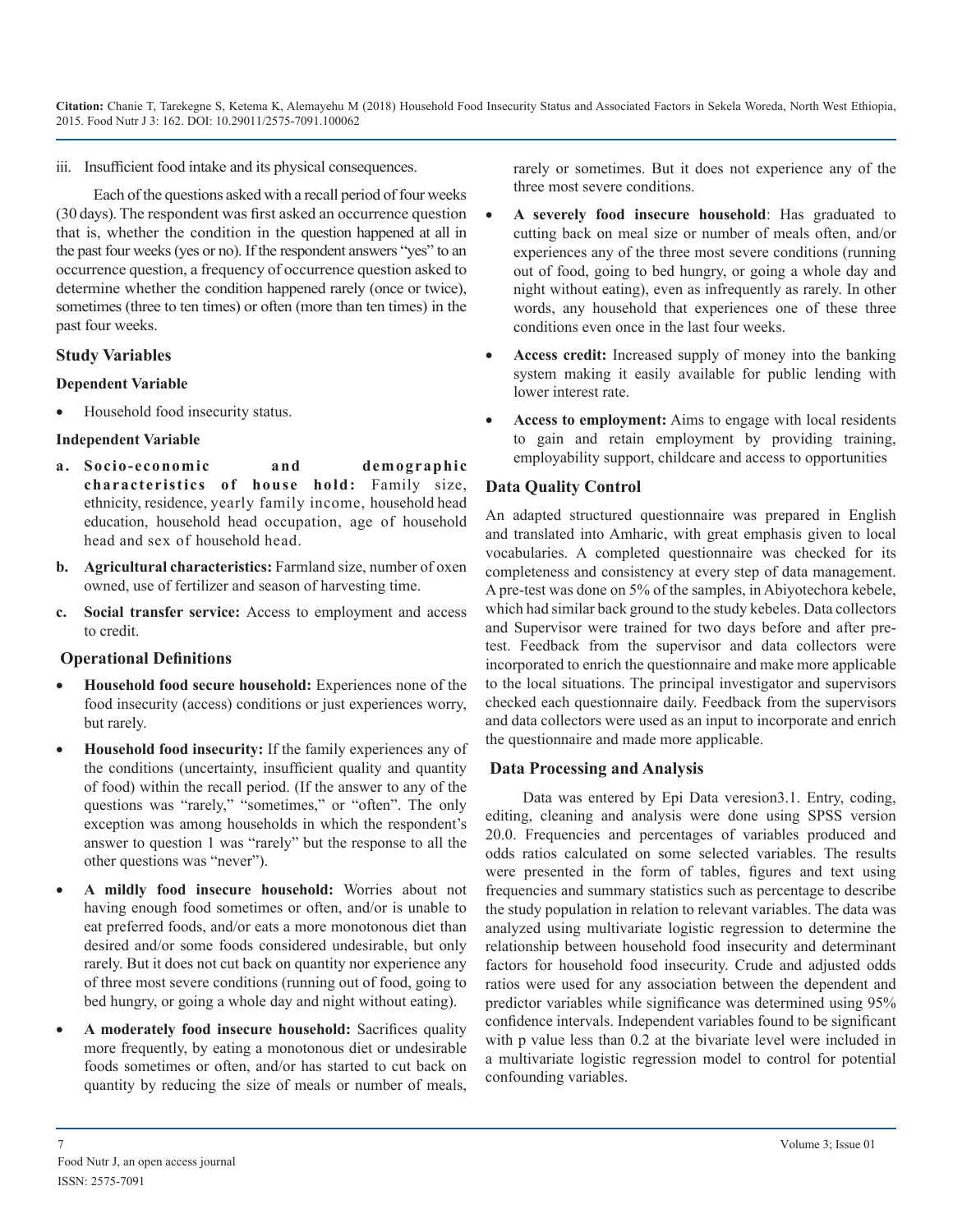iii. Insufficient food intake and its physical consequences.

Each of the questions asked with a recall period of four weeks (30 days). The respondent was first asked an occurrence question that is, whether the condition in the question happened at all in the past four weeks (yes or no). If the respondent answers "yes" to an occurrence question, a frequency of occurrence question asked to determine whether the condition happened rarely (once or twice), sometimes (three to ten times) or often (more than ten times) in the past four weeks.

## Study Variables

### Dependent Variable

- Household food insecurity status.

### Independent Variable

a. **Socio-economic and demographic characteristics of house hold:** Family size, ethnicity, residence, yearly family income, household head education, household head occupation, age of household head and sex of household head.

b. **Agricultural characteristics:** Farmland size, number of oxen owned, use of fertilizer and season of harvesting time.

c. **Social transfer service:** Access to employment and access to credit.

## Operational Definitions

- **Household food secure household:** Experiences none of the food insecurity (access) conditions or just experiences worry, but rarely.
- **Household food insecurity:** If the family experiences any of the conditions (uncertainty, insufficient quality and quantity of food) within the recall period. (If the answer to any of the questions was "rarely," "sometimes," or "often". The only exception was among households in which the respondent's answer to question 1 was "rarely" but the response to all the other questions was "never").
- **A mildly food insecure household:** Worries about not having enough food sometimes or often, and/or is unable to eat preferred foods, and/or eats a more monotonous diet than desired and/or some foods considered undesirable, but only rarely. But it does not cut back on quantity nor experience any of three most severe conditions (running out of food, going to bed hungry, or going a whole day and night without eating).
- **A moderately food insecure household:** Sacrifices quality more frequently, by eating a monotonous diet or undesirable foods sometimes or often, and/or has started to cut back on quantity by reducing the size of meals or number of meals, rarely or sometimes. But it does not experience any of the three most severe conditions.
- **A severely food insecure household**: Has graduated to cutting back on meal size or number of meals often, and/or experiences any of the three most severe conditions (running out of food, going to bed hungry, or going a whole day and night without eating), even as infrequently as rarely. In other words, any household that experiences one of these three conditions even once in the last four weeks.
- **Access credit:** Increased supply of money into the banking system making it easily available for public lending with lower interest rate.
- **Access to employment:** Aims to engage with local residents to gain and retain employment by providing training, employability support, childcare and access to opportunities

## Data Quality Control

An adapted structured questionnaire was prepared in English and translated into Amharic, with great emphasis given to local vocabularies. A completed questionnaire was checked for its completeness and consistency at every step of data management. A pre-test was done on 5% of the samples, in Abiyotechora kebele, which had similar back ground to the study kebeles. Data collectors and Supervisor were trained for two days before and after pre-test. Feedback from the supervisor and data collectors were incorporated to enrich the questionnaire and make more applicable to the local situations. The principal investigator and supervisors checked each questionnaire daily. Feedback from the supervisors and data collectors were used as an input to incorporate and enrich the questionnaire and made more applicable.

## Data Processing and Analysis

Data was entered by Epi Data veresion3.1. Entry, coding, editing, cleaning and analysis were done using SPSS version 20.0. Frequencies and percentages of variables produced and odds ratios calculated on some selected variables. The results were presented in the form of tables, figures and text using frequencies and summary statistics such as percentage to describe the study population in relation to relevant variables. The data was analyzed using multivariate logistic regression to determine the relationship between household food insecurity and determinant factors for household food insecurity. Crude and adjusted odds ratios were used for any association between the dependent and predictor variables while significance was determined using 95% confidence intervals. Independent variables found to be significant with p value less than 0.2 at the bivariate level were included in a multivariate logistic regression model to control for potential confounding variables.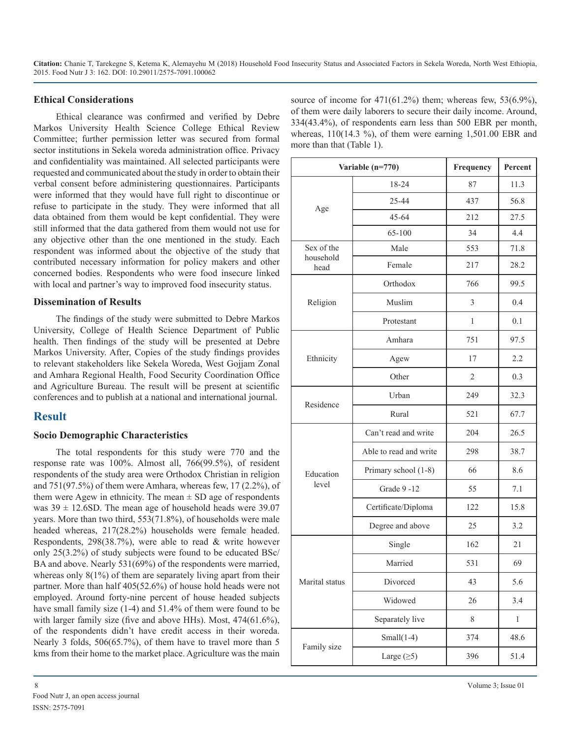### Ethical Considerations

Ethical clearance was confirmed and verified by Debre Markos University Health Science College Ethical Review Committee; further permission letter was secured from formal sector institutions in Sekela woreda administration office. Privacy and confidentiality was maintained. All selected participants were requested and communicated about the study in order to obtain their verbal consent before administering questionnaires. Participants were informed that they would have full right to discontinue or refuse to participate in the study. They were informed that all data obtained from them would be kept confidential. They were still informed that the data gathered from them would not use for any objective other than the one mentioned in the study. Each respondent was informed about the objective of the study that contributed necessary information for policy makers and other concerned bodies. Respondents who were food insecure linked with local and partner's way to improved food insecurity status.

### Dissemination of Results

The findings of the study were submitted to Debre Markos University, College of Health Science Department of Public health. Then findings of the study will be presented at Debre Markos University. After, Copies of the study findings provides to relevant stakeholders like Sekela Woreda, West Gojjam Zonal and Amhara Regional Health, Food Security Coordination Office and Agriculture Bureau. The result will be present at scientific conferences and to publish at a national and international journal.

## Result

### Socio Demographic Characteristics

The total respondents for this study were 770 and the response rate was 100%. Almost all, 766(99.5%), of resident respondents of the study area were Orthodox Christian in religion and 751(97.5%) of them were Amhara, whereas few, 17 (2.2%), of them were Agew in ethnicity. The mean ± SD age of respondents was 39 ± 12.6SD. The mean age of household heads were 39.07 years. More than two third, 553(71.8%), of households were male headed whereas, 217(28.2%) households were female headed. Respondents, 298(38.7%), were able to read & write however only 25(3.2%) of study subjects were found to be educated BSc/BA and above. Nearly 531(69%) of the respondents were married, whereas only 8(1%) of them are separately living apart from their partner. More than half 405(52.6%) of house hold heads were not employed. Around forty-nine percent of house headed subjects have small family size (1-4) and 51.4% of them were found to be with larger family size (five and above HHs). Most, 474(61.6%), of the respondents didn't have credit access in their woreda. Nearly 3 folds, 506(65.7%), of them have to travel more than 5 kms from their home to the market place. Agriculture was the main source of income for 471(61.2%) them; whereas few, 53(6.9%), of them were daily laborers to secure their daily income. Around, 334(43.4%), of respondents earn less than 500 EBR per month, whereas, 110(14.3 %), of them were earning 1,501.00 EBR and more than that (Table 1).

| Variable (n=770) | | Frequency | Percent |
|---|---|---|---|
| Age | 18-24 | 87 | 11.3 |
| | 25-44 | 437 | 56.8 |
| | 45-64 | 212 | 27.5 |
| | 65-100 | 34 | 4.4 |
| Sex of the household head | Male | 553 | 71.8 |
| | Female | 217 | 28.2 |
| Religion | Orthodox | 766 | 99.5 |
| | Muslim | 3 | 0.4 |
| | Protestant | 1 | 0.1 |
| Ethnicity | Amhara | 751 | 97.5 |
| | Agew | 17 | 2.2 |
| | Other | 2 | 0.3 |
| Residence | Urban | 249 | 32.3 |
| | Rural | 521 | 67.7 |
| Education level | Can't read and write | 204 | 26.5 |
| | Able to read and write | 298 | 38.7 |
| | Primary school (1-8) | 66 | 8.6 |
| | Grade 9 -12 | 55 | 7.1 |
| | Certificate/Diploma | 122 | 15.8 |
| | Degree and above | 25 | 3.2 |
| Marital status | Single | 162 | 21 |
| | Married | 531 | 69 |
| | Divorced | 43 | 5.6 |
| | Widowed | 26 | 3.4 |
| | Separately live | 8 | 1 |
| Family size | Small(1-4) | 374 | 48.6 |
| | Large (≥5) | 396 | 51.4 |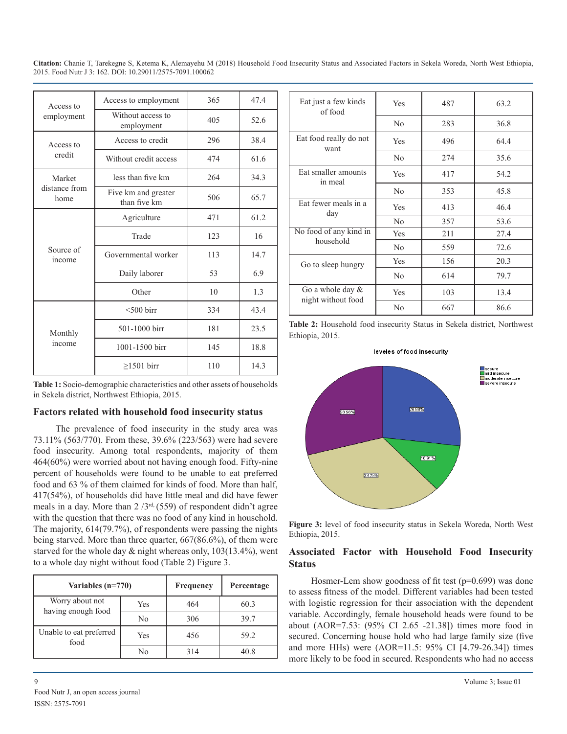| | | | |
|---|---|---|---|
| Access to employment | Access to employment | 365 | 47.4 |
| | Without access to employment | 405 | 52.6 |
| Access to credit | Access to credit | 296 | 38.4 |
| | Without credit access | 474 | 61.6 |
| Market distance from home | less than five km | 264 | 34.3 |
| | Five km and greater than five km | 506 | 65.7 |
| Source of income | Agriculture | 471 | 61.2 |
| | Trade | 123 | 16 |
| | Governmental worker | 113 | 14.7 |
| | Daily laborer | 53 | 6.9 |
| | Other | 10 | 1.3 |
| Monthly income | <500 birr | 334 | 43.4 |
| | 501-1000 birr | 181 | 23.5 |
| | 1001-1500 birr | 145 | 18.8 |
| | ≥1501 birr | 110 | 14.3 |

**Table 1:** Socio-demographic characteristics and other assets of households in Sekela district, Northwest Ethiopia, 2015.

## Factors related with household food insecurity status

The prevalence of food insecurity in the study area was 73.11% (563/770). From these, 39.6% (223/563) were had severe food insecurity. Among total respondents, majority of them 464(60%) were worried about not having enough food. Fifty-nine percent of households were found to be unable to eat preferred food and 63 % of them claimed for kinds of food. More than half, 417(54%), of households did have little meal and did have fewer meals in a day. More than 2 /3rd, (559) of respondent didn't agree with the question that there was no food of any kind in household. The majority, 614(79.7%), of respondents were passing the nights being starved. More than three quarter, 667(86.6%), of them were starved for the whole day & night whereas only, 103(13.4%), went to a whole day night without food (Table 2) Figure 3.

| Variables (n=770) | | Frequency | Percentage |
|---|---|---|---|
| Worry about not having enough food | Yes | 464 | 60.3 |
| | No | 306 | 39.7 |
| Unable to eat preferred food | Yes | 456 | 59.2 |
| | No | 314 | 40.8 |
| Eat just a few kinds of food | Yes | 487 | 63.2 |
| | No | 283 | 36.8 |
| Eat food really do not want | Yes | 496 | 64.4 |
| | No | 274 | 35.6 |
| Eat smaller amounts in meal | Yes | 417 | 54.2 |
| | No | 353 | 45.8 |
| Eat fewer meals in a day | Yes | 413 | 46.4 |
| | No | 357 | 53.6 |
| No food of any kind in household | Yes | 211 | 27.4 |
| | No | 559 | 72.6 |
| Go to sleep hungry | Yes | 156 | 20.3 |
| | No | 614 | 79.7 |
| Go a whole day & night without food | Yes | 103 | 13.4 |
| | No | 667 | 86.6 |

**Table 2:** Household food insecurity Status in Sekela district, Northwest Ethiopia, 2015.

leveles of food insecurity

secure
mild insecure
moderate insecure
severe insecure

26.88%
10.91%
33.25%
28.96%

**Figure 3:** level of food insecurity status in Sekela Woreda, North West Ethiopia, 2015.

## Associated Factor with Household Food Insecurity Status

Hosmer-Lem show goodness of fit test (p=0.699) was done to assess fitness of the model. Different variables had been tested with logistic regression for their association with the dependent variable. Accordingly, female household heads were found to be about (AOR=7.53: (95% CI 2.65 -21.38]) times more food in secured. Concerning house hold who had large family size (five and more HHs) were (AOR=11.5: 95% CI [4.79-26.34]) times more likely to be food in secured. Respondents who had no access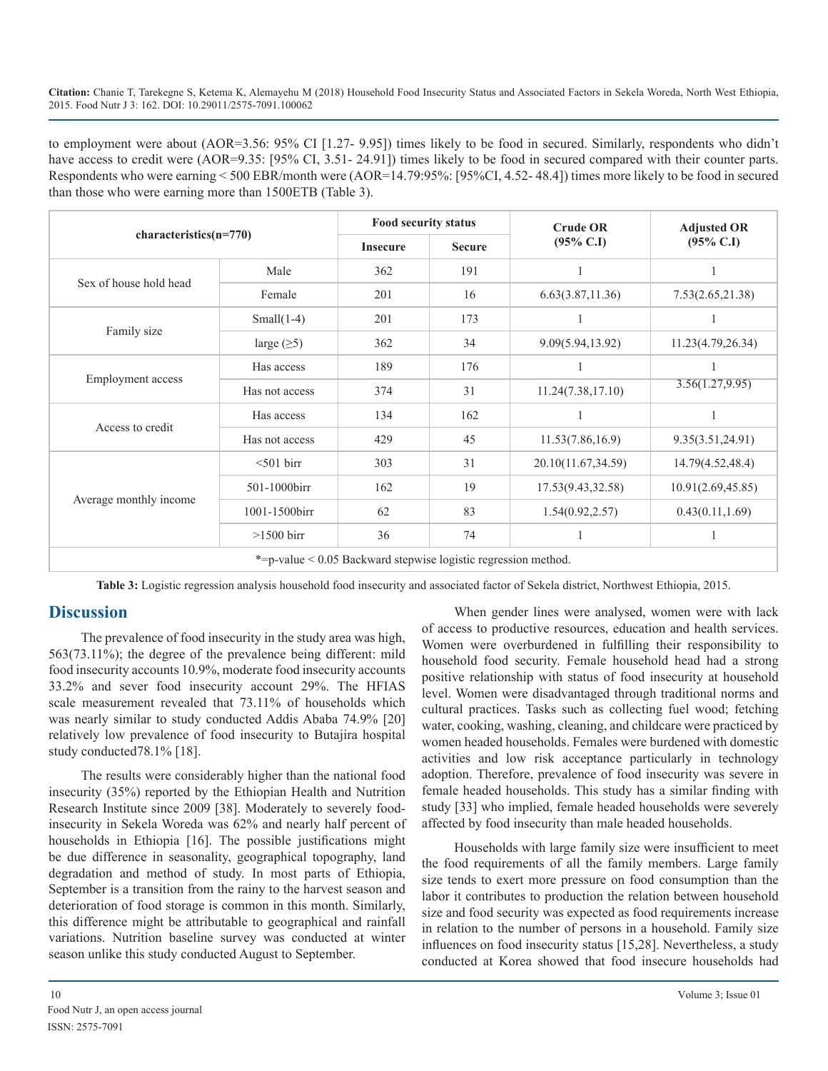to employment were about (AOR=3.56: 95% CI [1.27- 9.95]) times likely to be food in secured. Similarly, respondents who didn't have access to credit were (AOR=9.35: [95% CI, 3.51- 24.91]) times likely to be food in secured compared with their counter parts. Respondents who were earning < 500 EBR/month were (AOR=14.79:95%: [95%CI, 4.52- 48.4]) times more likely to be food in secured than those who were earning more than 1500ETB (Table 3).

| characteristics(n=770) | | Food security status | | Crude OR (95% C.I) | Adjusted OR (95% C.I) |
|---|---|---|---|---|---|
| | | Insecure | Secure | | |
| Sex of house hold head | Male | 362 | 191 | 1 | 1 |
| | Female | 201 | 16 | 6.63(3.87,11.36) | 7.53(2.65,21.38) |
| Family size | Small(1-4) | 201 | 173 | 1 | 1 |
| | large (≥5) | 362 | 34 | 9.09(5.94,13.92) | 11.23(4.79,26.34) |
| Employment access | Has access | 189 | 176 | 1 | 1 |
| | Has not access | 374 | 31 | 11.24(7.38,17.10) | 3.56(1.27,9.95) |
| Access to credit | Has access | 134 | 162 | 1 | 1 |
| | Has not access | 429 | 45 | 11.53(7.86,16.9) | 9.35(3.51,24.91) |
| Average monthly income | <501 birr | 303 | 31 | 20.10(11.67,34.59) | 14.79(4.52,48.4) |
| | 501-1000birr | 162 | 19 | 17.53(9.43,32.58) | 10.91(2.69,45.85) |
| | 1001-1500birr | 62 | 83 | 1.54(0.92,2.57) | 0.43(0.11,1.69) |
| | >1500 birr | 36 | 74 | 1 | 1 |
| *=p-value < 0.05 Backward stepwise logistic regression method. | | | | | |

**Table 3:** Logistic regression analysis household food insecurity and associated factor of Sekela district, Northwest Ethiopia, 2015.

## Discussion

The prevalence of food insecurity in the study area was high, 563(73.11%); the degree of the prevalence being different: mild food insecurity accounts 10.9%, moderate food insecurity accounts 33.2% and sever food insecurity account 29%. The HFIAS scale measurement revealed that 73.11% of households which was nearly similar to study conducted Addis Ababa 74.9% [20] relatively low prevalence of food insecurity to Butajira hospital study conducted78.1% [18].

The results were considerably higher than the national food insecurity (35%) reported by the Ethiopian Health and Nutrition Research Institute since 2009 [38]. Moderately to severely food-insecurity in Sekela Woreda was 62% and nearly half percent of households in Ethiopia [16]. The possible justifications might be due difference in seasonality, geographical topography, land degradation and method of study. In most parts of Ethiopia, September is a transition from the rainy to the harvest season and deterioration of food storage is common in this month. Similarly, this difference might be attributable to geographical and rainfall variations. Nutrition baseline survey was conducted at winter season unlike this study conducted August to September.

When gender lines were analysed, women were with lack of access to productive resources, education and health services. Women were overburdened in fulfilling their responsibility to household food security. Female household head had a strong positive relationship with status of food insecurity at household level. Women were disadvantaged through traditional norms and cultural practices. Tasks such as collecting fuel wood; fetching water, cooking, washing, cleaning, and childcare were practiced by women headed households. Females were burdened with domestic activities and low risk acceptance particularly in technology adoption. Therefore, prevalence of food insecurity was severe in female headed households. This study has a similar finding with study [33] who implied, female headed households were severely affected by food insecurity than male headed households.

Households with large family size were insufficient to meet the food requirements of all the family members. Large family size tends to exert more pressure on food consumption than the labor it contributes to production the relation between household size and food security was expected as food requirements increase in relation to the number of persons in a household. Family size influences on food insecurity status [15,28]. Nevertheless, a study conducted at Korea showed that food insecure households had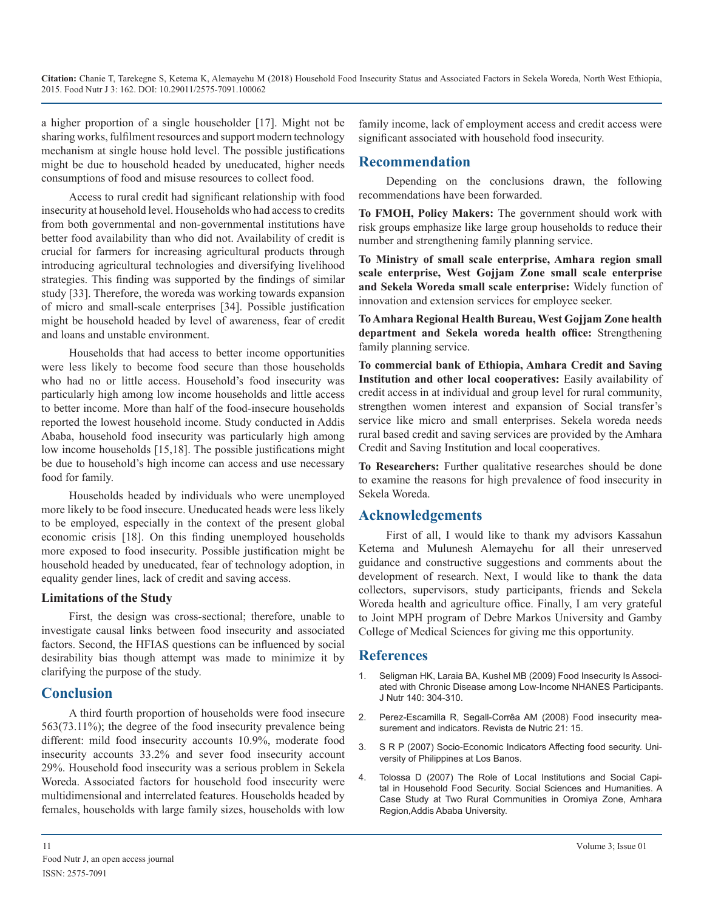a higher proportion of a single householder [17]. Might not be sharing works, fulfilment resources and support modern technology mechanism at single house hold level. The possible justifications might be due to household headed by uneducated, higher needs consumptions of food and misuse resources to collect food.

Access to rural credit had significant relationship with food insecurity at household level. Households who had access to credits from both governmental and non-governmental institutions have better food availability than who did not. Availability of credit is crucial for farmers for increasing agricultural products through introducing agricultural technologies and diversifying livelihood strategies. This finding was supported by the findings of similar study [33]. Therefore, the woreda was working towards expansion of micro and small-scale enterprises [34]. Possible justification might be household headed by level of awareness, fear of credit and loans and unstable environment.

Households that had access to better income opportunities were less likely to become food secure than those households who had no or little access. Household's food insecurity was particularly high among low income households and little access to better income. More than half of the food-insecure households reported the lowest household income. Study conducted in Addis Ababa, household food insecurity was particularly high among low income households [15,18]. The possible justifications might be due to household's high income can access and use necessary food for family.

Households headed by individuals who were unemployed more likely to be food insecure. Uneducated heads were less likely to be employed, especially in the context of the present global economic crisis [18]. On this finding unemployed households more exposed to food insecurity. Possible justification might be household headed by uneducated, fear of technology adoption, in equality gender lines, lack of credit and saving access.

### Limitations of the Study

First, the design was cross-sectional; therefore, unable to investigate causal links between food insecurity and associated factors. Second, the HFIAS questions can be influenced by social desirability bias though attempt was made to minimize it by clarifying the purpose of the study.

## Conclusion

A third fourth proportion of households were food insecure 563(73.11%); the degree of the food insecurity prevalence being different: mild food insecurity accounts 10.9%, moderate food insecurity accounts 33.2% and sever food insecurity account 29%. Household food insecurity was a serious problem in Sekela Woreda. Associated factors for household food insecurity were multidimensional and interrelated features. Households headed by females, households with large family sizes, households with low family income, lack of employment access and credit access were significant associated with household food insecurity.

## Recommendation

Depending on the conclusions drawn, the following recommendations have been forwarded.

**To FMOH, Policy Makers:** The government should work with risk groups emphasize like large group households to reduce their number and strengthening family planning service.

**To Ministry of small scale enterprise, Amhara region small scale enterprise, West Gojjam Zone small scale enterprise and Sekela Woreda small scale enterprise:** Widely function of innovation and extension services for employee seeker.

**To Amhara Regional Health Bureau, West Gojjam Zone health department and Sekela woreda health office:** Strengthening family planning service.

**To commercial bank of Ethiopia, Amhara Credit and Saving Institution and other local cooperatives:** Easily availability of credit access in at individual and group level for rural community, strengthen women interest and expansion of Social transfer's service like micro and small enterprises. Sekela woreda needs rural based credit and saving services are provided by the Amhara Credit and Saving Institution and local cooperatives.

**To Researchers:** Further qualitative researches should be done to examine the reasons for high prevalence of food insecurity in Sekela Woreda.

## Acknowledgements

First of all, I would like to thank my advisors Kassahun Ketema and Mulunesh Alemayehu for all their unreserved guidance and constructive suggestions and comments about the development of research. Next, I would like to thank the data collectors, supervisors, study participants, friends and Sekela Woreda health and agriculture office. Finally, I am very grateful to Joint MPH program of Debre Markos University and Gamby College of Medical Sciences for giving me this opportunity.

## References

1. Seligman HK, Laraia BA, Kushel MB (2009) Food Insecurity Is Associated with Chronic Disease among Low-Income NHANES Participants. J Nutr 140: 304-310.
2. Perez-Escamilla R, Segall-Corrêa AM (2008) Food insecurity measurement and indicators. Revista de Nutric 21: 15.
3. S R P (2007) Socio-Economic Indicators Affecting food security. University of Philippines at Los Banos.
4. Tolossa D (2007) The Role of Local Institutions and Social Capital in Household Food Security. Social Sciences and Humanities. A Case Study at Two Rural Communities in Oromiya Zone, Amhara Region,Addis Ababa University.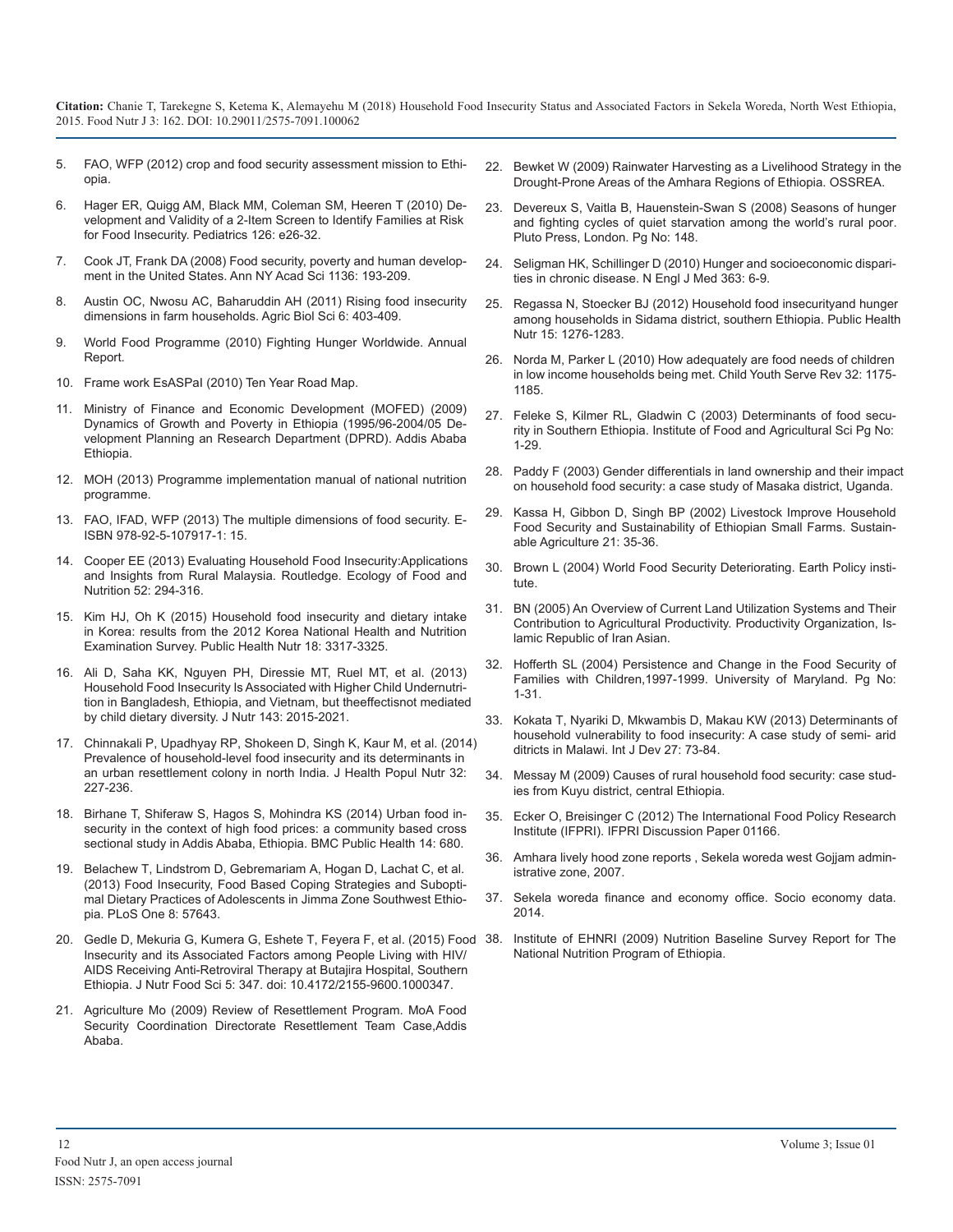5. FAO, WFP (2012) crop and food security assessment mission to Ethiopia.
6. Hager ER, Quigg AM, Black MM, Coleman SM, Heeren T (2010) Development and Validity of a 2-Item Screen to Identify Families at Risk for Food Insecurity. Pediatrics 126: e26-32.
7. Cook JT, Frank DA (2008) Food security, poverty and human development in the United States. Ann NY Acad Sci 1136: 193-209.
8. Austin OC, Nwosu AC, Baharuddin AH (2011) Rising food insecurity dimensions in farm households. Agric Biol Sci 6: 403-409.
9. World Food Programme (2010) Fighting Hunger Worldwide. Annual Report.
10. Frame work EsASPaI (2010) Ten Year Road Map.
11. Ministry of Finance and Economic Development (MOFED) (2009) Dynamics of Growth and Poverty in Ethiopia (1995/96-2004/05 Development Planning an Research Department (DPRD). Addis Ababa Ethiopia.
12. MOH (2013) Programme implementation manual of national nutrition programme.
13. FAO, IFAD, WFP (2013) The multiple dimensions of food security. E-ISBN 978-92-5-107917-1: 15.
14. Cooper EE (2013) Evaluating Household Food Insecurity:Applications and Insights from Rural Malaysia. Routledge. Ecology of Food and Nutrition 52: 294-316.
15. Kim HJ, Oh K (2015) Household food insecurity and dietary intake in Korea: results from the 2012 Korea National Health and Nutrition Examination Survey. Public Health Nutr 18: 3317-3325.
16. Ali D, Saha KK, Nguyen PH, Diressie MT, Ruel MT, et al. (2013) Household Food Insecurity Is Associated with Higher Child Undernutrition in Bangladesh, Ethiopia, and Vietnam, but theeffectisnot mediated by child dietary diversity. J Nutr 143: 2015-2021.
17. Chinnakali P, Upadhyay RP, Shokeen D, Singh K, Kaur M, et al. (2014) Prevalence of household-level food insecurity and its determinants in an urban resettlement colony in north India. J Health Popul Nutr 32: 227-236.
18. Birhane T, Shiferaw S, Hagos S, Mohindra KS (2014) Urban food insecurity in the context of high food prices: a community based cross sectional study in Addis Ababa, Ethiopia. BMC Public Health 14: 680.
19. Belachew T, Lindstrom D, Gebremariam A, Hogan D, Lachat C, et al. (2013) Food Insecurity, Food Based Coping Strategies and Suboptimal Dietary Practices of Adolescents in Jimma Zone Southwest Ethiopia. PLoS One 8: 57643.
20. Gedle D, Mekuria G, Kumera G, Eshete T, Feyera F, et al. (2015) Food Insecurity and its Associated Factors among People Living with HIV/AIDS Receiving Anti-Retroviral Therapy at Butajira Hospital, Southern Ethiopia. J Nutr Food Sci 5: 347. doi: 10.4172/2155-9600.1000347.
21. Agriculture Mo (2009) Review of Resettlement Program. MoA Food Security Coordination Directorate Resettlement Team Case,Addis Ababa.
22. Bewket W (2009) Rainwater Harvesting as a Livelihood Strategy in the Drought-Prone Areas of the Amhara Regions of Ethiopia. OSSREA.
23. Devereux S, Vaitla B, Hauenstein-Swan S (2008) Seasons of hunger and fighting cycles of quiet starvation among the world's rural poor. Pluto Press, London. Pg No: 148.
24. Seligman HK, Schillinger D (2010) Hunger and socioeconomic disparities in chronic disease. N Engl J Med 363: 6-9.
25. Regassa N, Stoecker BJ (2012) Household food insecurityand hunger among households in Sidama district, southern Ethiopia. Public Health Nutr 15: 1276-1283.
26. Norda M, Parker L (2010) How adequately are food needs of children in low income households being met. Child Youth Serve Rev 32: 1175-1185.
27. Feleke S, Kilmer RL, Gladwin C (2003) Determinants of food security in Southern Ethiopia. Institute of Food and Agricultural Sci Pg No: 1-29.
28. Paddy F (2003) Gender differentials in land ownership and their impact on household food security: a case study of Masaka district, Uganda.
29. Kassa H, Gibbon D, Singh BP (2002) Livestock Improve Household Food Security and Sustainability of Ethiopian Small Farms. Sustainable Agriculture 21: 35-36.
30. Brown L (2004) World Food Security Deteriorating. Earth Policy institute.
31. BN (2005) An Overview of Current Land Utilization Systems and Their Contribution to Agricultural Productivity. Productivity Organization, Islamic Republic of Iran Asian.
32. Hofferth SL (2004) Persistence and Change in the Food Security of Families with Children,1997-1999. University of Maryland. Pg No: 1-31.
33. Kokata T, Nyariki D, Mkwambis D, Makau KW (2013) Determinants of household vulnerability to food insecurity: A case study of semi- arid ditricts in Malawi. Int J Dev 27: 73-84.
34. Messay M (2009) Causes of rural household food security: case studies from Kuyu district, central Ethiopia.
35. Ecker O, Breisinger C (2012) The International Food Policy Research Institute (IFPRI). IFPRI Discussion Paper 01166.
36. Amhara lively hood zone reports , Sekela woreda west Gojjam administrative zone, 2007.
37. Sekela woreda finance and economy office. Socio economy data. 2014.
38. Institute of EHNRI (2009) Nutrition Baseline Survey Report for The National Nutrition Program of Ethiopia.